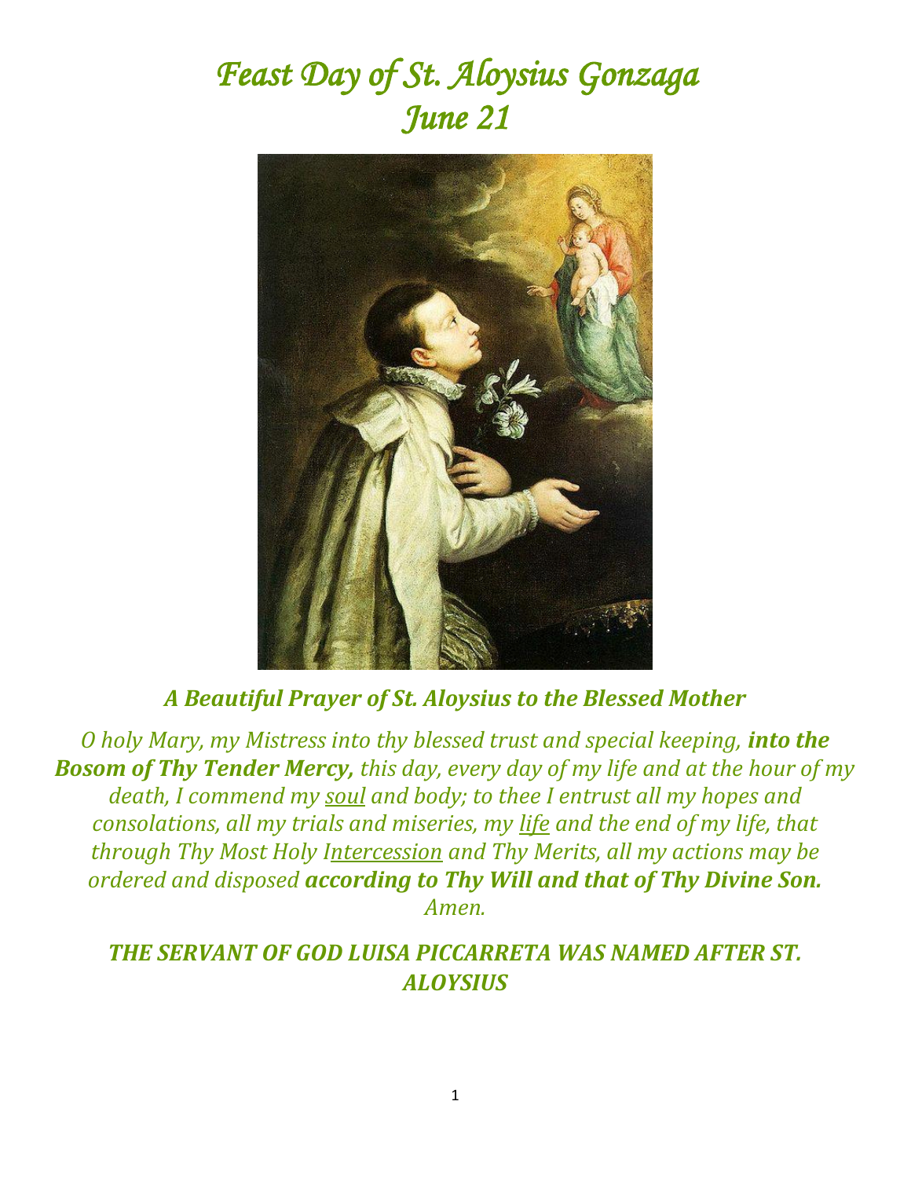# *Feast Day of St. Aloysius Gonzaga*
# *June 21*

***A Beautiful Prayer of St. Aloysius to the Blessed Mother***

*O holy Mary, my Mistress into thy blessed trust and special keeping,* ***into the Bosom of Thy Tender Mercy,*** *this day, every day of my life and at the hour of my death, I commend my soul and body; to thee I entrust all my hopes and consolations, all my trials and miseries, my life and the end of my life, that through Thy Most Holy Intercession and Thy Merits, all my actions may be ordered and disposed* ***according to Thy Will and that of Thy Divine Son.*** *Amen.*

***THE SERVANT OF GOD LUISA PICCARRETA WAS NAMED AFTER ST. ALOYSIUS***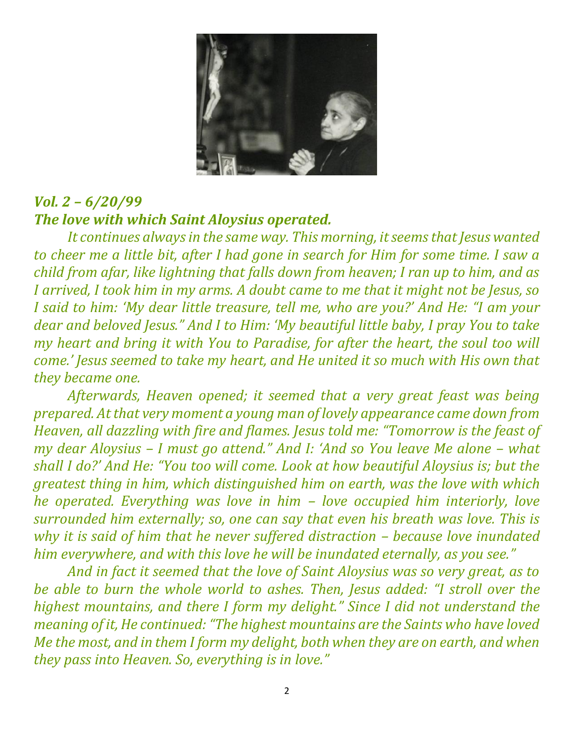***Vol. 2 – 6/20/99***
***The love with which Saint Aloysius operated.***

*It continues always in the same way. This morning, it seems that Jesus wanted to cheer me a little bit, after I had gone in search for Him for some time. I saw a child from afar, like lightning that falls down from heaven; I ran up to him, and as I arrived, I took him in my arms. A doubt came to me that it might not be Jesus, so I said to him: 'My dear little treasure, tell me, who are you?' And He: "I am your dear and beloved Jesus." And I to Him: 'My beautiful little baby, I pray You to take my heart and bring it with You to Paradise, for after the heart, the soul too will come.' Jesus seemed to take my heart, and He united it so much with His own that they became one.*

*Afterwards, Heaven opened; it seemed that a very great feast was being prepared. At that very moment a young man of lovely appearance came down from Heaven, all dazzling with fire and flames. Jesus told me: "Tomorrow is the feast of my dear Aloysius – I must go attend." And I: 'And so You leave Me alone – what shall I do?' And He: "You too will come. Look at how beautiful Aloysius is; but the greatest thing in him, which distinguished him on earth, was the love with which he operated. Everything was love in him – love occupied him interiorly, love surrounded him externally; so, one can say that even his breath was love. This is why it is said of him that he never suffered distraction – because love inundated him everywhere, and with this love he will be inundated eternally, as you see."*

*And in fact it seemed that the love of Saint Aloysius was so very great, as to be able to burn the whole world to ashes. Then, Jesus added: "I stroll over the highest mountains, and there I form my delight." Since I did not understand the meaning of it, He continued: "The highest mountains are the Saints who have loved Me the most, and in them I form my delight, both when they are on earth, and when they pass into Heaven. So, everything is in love."*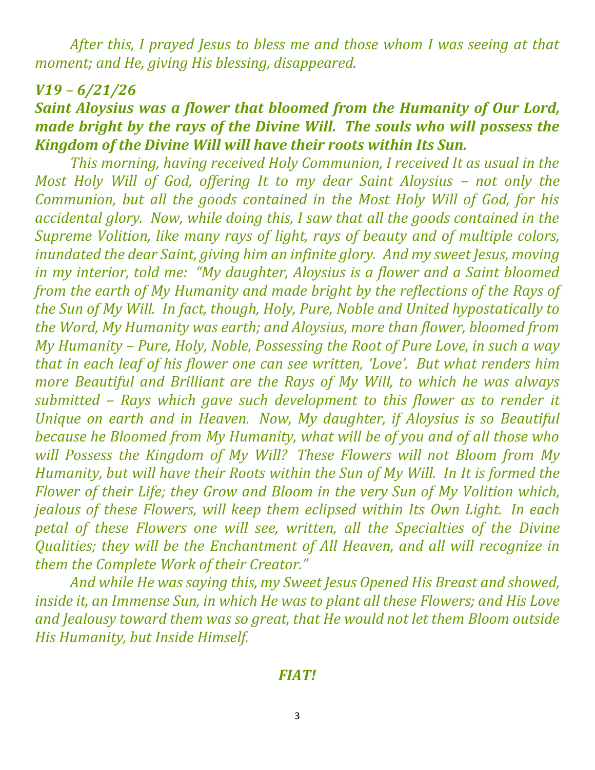*After this, I prayed Jesus to bless me and those whom I was seeing at that moment; and He, giving His blessing, disappeared.*

### *V19 – 6/21/26*

### ***Saint Aloysius was a flower that bloomed from the Humanity of Our Lord, made bright by the rays of the Divine Will. The souls who will possess the Kingdom of the Divine Will will have their roots within Its Sun.***

*This morning, having received Holy Communion, I received It as usual in the Most Holy Will of God, offering It to my dear Saint Aloysius – not only the Communion, but all the goods contained in the Most Holy Will of God, for his accidental glory. Now, while doing this, I saw that all the goods contained in the Supreme Volition, like many rays of light, rays of beauty and of multiple colors, inundated the dear Saint, giving him an infinite glory. And my sweet Jesus, moving in my interior, told me: "My daughter, Aloysius is a flower and a Saint bloomed from the earth of My Humanity and made bright by the reflections of the Rays of the Sun of My Will. In fact, though, Holy, Pure, Noble and United hypostatically to the Word, My Humanity was earth; and Aloysius, more than flower, bloomed from My Humanity – Pure, Holy, Noble, Possessing the Root of Pure Love, in such a way that in each leaf of his flower one can see written, 'Love'. But what renders him more Beautiful and Brilliant are the Rays of My Will, to which he was always submitted – Rays which gave such development to this flower as to render it Unique on earth and in Heaven. Now, My daughter, if Aloysius is so Beautiful because he Bloomed from My Humanity, what will be of you and of all those who will Possess the Kingdom of My Will? These Flowers will not Bloom from My Humanity, but will have their Roots within the Sun of My Will. In It is formed the Flower of their Life; they Grow and Bloom in the very Sun of My Volition which, jealous of these Flowers, will keep them eclipsed within Its Own Light. In each petal of these Flowers one will see, written, all the Specialties of the Divine Qualities; they will be the Enchantment of All Heaven, and all will recognize in them the Complete Work of their Creator."*

*And while He was saying this, my Sweet Jesus Opened His Breast and showed, inside it, an Immense Sun, in which He was to plant all these Flowers; and His Love and Jealousy toward them was so great, that He would not let them Bloom outside His Humanity, but Inside Himself.*

***FIAT!***